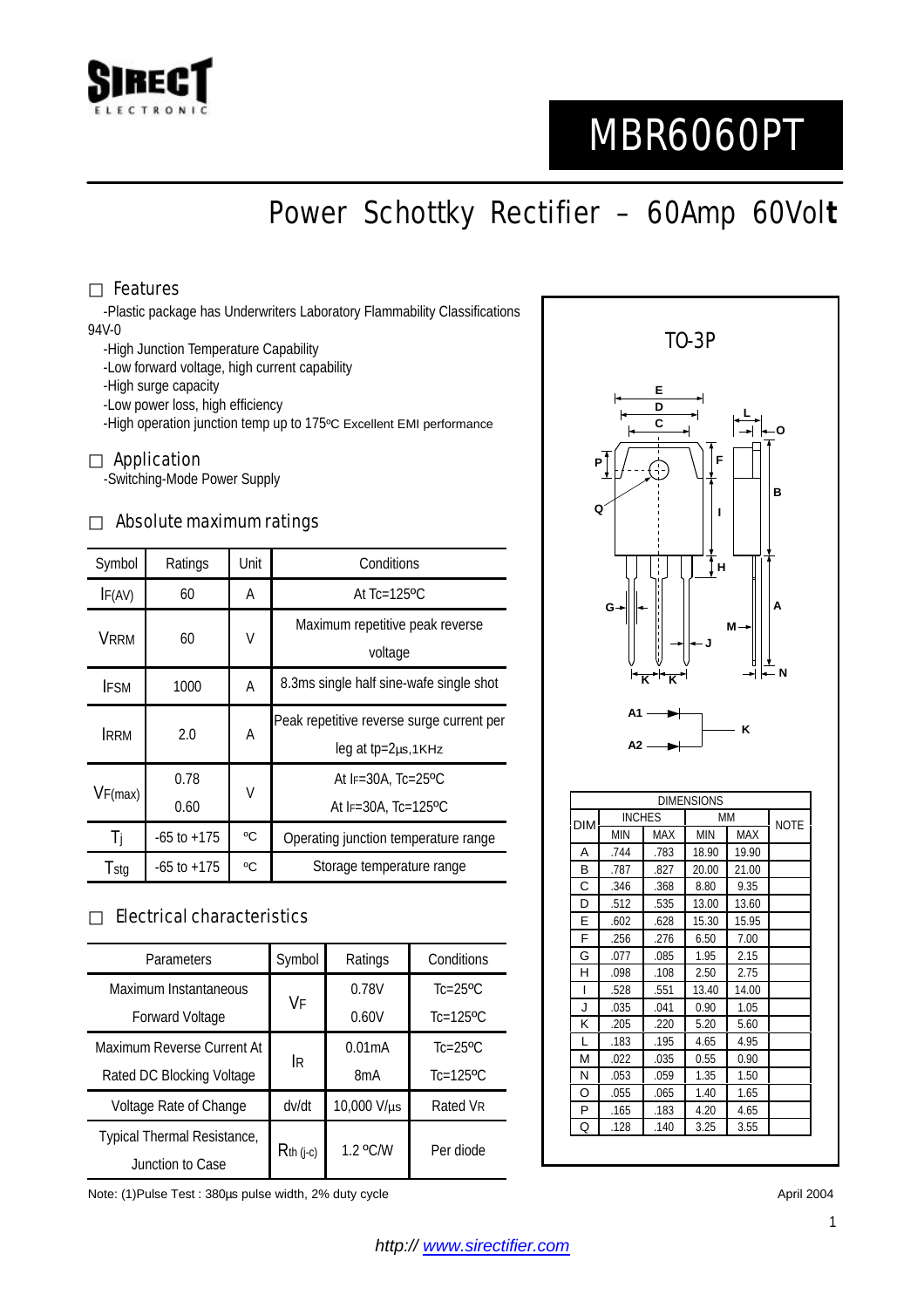SIRECT ELECTRONIC

# MBR6060PT

## Power Schottky Rectifier – 60Amp 60Volt

### Features

- -Plastic package has Underwriters Laboratory Flammability Classifications 94V-0
- -High Junction Temperature Capability
- -Low forward voltage, high current capability
- -High surge capacity
- -Low power loss, high efficiency
- -High operation junction temp up to 175ºC Excellent EMI performance

### Application

- -Switching-Mode Power Supply

### Absolute maximum ratings

| Symbol | Ratings | Unit | Conditions |
|---|---|---|---|
| $I_{F(AV)}$ | 60 | A | At Tc=125ºC |
| $V_{RRM}$ | 60 | V | Maximum repetitive peak reverse voltage |
| $I_{FSM}$ | 1000 | A | 8.3ms single half sine-wafe single shot |
| $I_{RRM}$ | 2.0 | A | Peak repetitive reverse surge current per leg at tp=2μs,1KHz |
| $V_{F(max)}$ | 0.78 | V | At $I_F$=30A, Tc=25ºC |
| | 0.60 | | At $I_F$=30A, Tc=125ºC |
| $T_j$ | -65 to +175 | ºC | Operating junction temperature range |
| $T_{stg}$ | -65 to +175 | ºC | Storage temperature range |

### Electrical characteristics

| Parameters | Symbol | Ratings | Conditions |
|---|---|---|---|
| Maximum Instantaneous Forward Voltage | $V_F$ | 0.78V | Tc=25ºC |
| | | 0.60V | Tc=125ºC |
| Maximum Reverse Current At Rated DC Blocking Voltage | $I_R$ | 0.01mA | Tc=25ºC |
| | | 8mA | Tc=125ºC |
| Voltage Rate of Change | dv/dt | 10,000 V/μs | Rated $V_R$ |
| Typical Thermal Resistance, Junction to Case | $R_{th\,(j-c)}$ | 1.2 ºC/W | Per diode |

Note: (1)Pulse Test : 380μs pulse width, 2% duty cycle

TO-3P

| DIM | INCHES | | MM | | NOTE |
|---|---|---|---|---|---|
| | MIN | MAX | MIN | MAX | |
| A | .744 | .783 | 18.90 | 19.90 | |
| B | .787 | .827 | 20.00 | 21.00 | |
| C | .346 | .368 | 8.80 | 9.35 | |
| D | .512 | .535 | 13.00 | 13.60 | |
| E | .602 | .628 | 15.30 | 15.95 | |
| F | .256 | .276 | 6.50 | 7.00 | |
| G | .077 | .085 | 1.95 | 2.15 | |
| H | .098 | .108 | 2.50 | 2.75 | |
| I | .528 | .551 | 13.40 | 14.00 | |
| J | .035 | .041 | 0.90 | 1.05 | |
| K | .205 | .220 | 5.20 | 5.60 | |
| L | .183 | .195 | 4.65 | 4.95 | |
| M | .022 | .035 | 0.55 | 0.90 | |
| N | .053 | .059 | 1.35 | 1.50 | |
| O | .055 | .065 | 1.40 | 1.65 | |
| P | .165 | .183 | 4.20 | 4.65 | |
| Q | .128 | .140 | 3.25 | 3.55 | |

April 2004

*http:// www.sirectifier.com*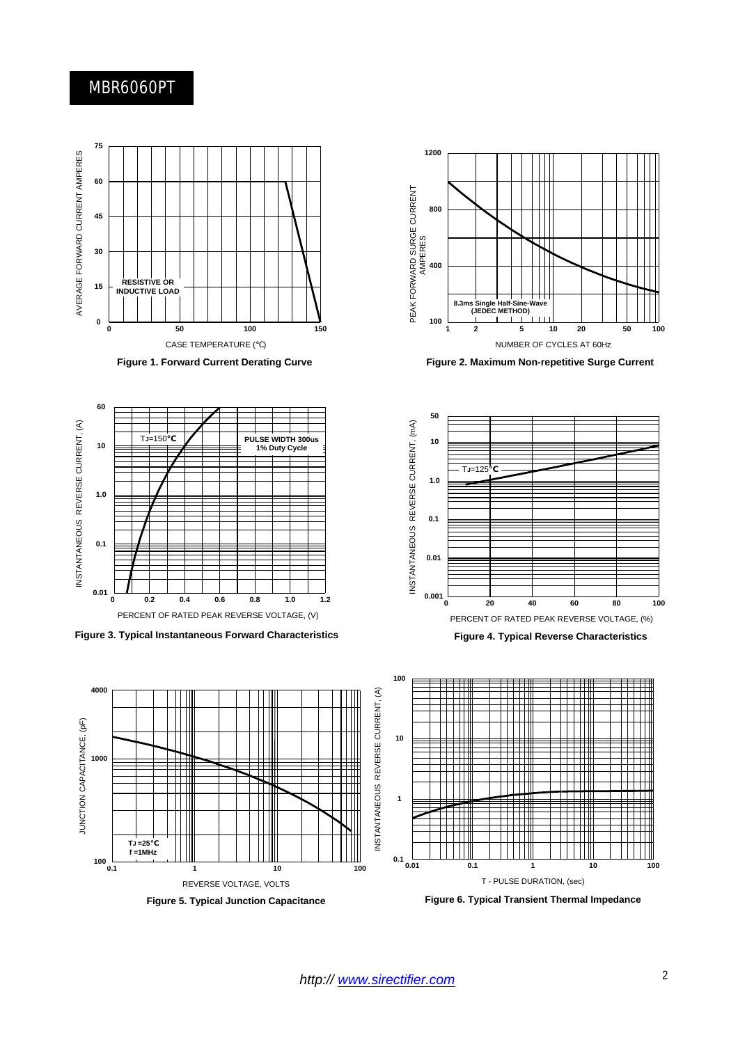# MBR6060PT

75
60
45
30
15
0
AVERAGE FORWARD CURRENT AMPERES
RESISTIVE OR INDUCTIVE LOAD
0 50 100 150
CASE TEMPERATURE (℃)

**Figure 1. Forward Current Derating Curve**

1200
800
400
100
PEAK FORWARD SURGE CURRENT AMPERES
8.3ms Single Half-Sine-Wave (JEDEC METHOD)
1 2 5 10 20 50 100
NUMBER OF CYCLES AT 60Hz

**Figure 2. Maximum Non-repetitive Surge Current**

60
10
1.0
0.1
0.01
INSTANTANEOUS REVERSE CURRENT, (A)
TJ=150℃
PULSE WIDTH 300us 1% Duty Cycle
0 0.2 0.4 0.6 0.8 1.0 1.2
PERCENT OF RATED PEAK REVERSE VOLTAGE, (V)

**Figure 3. Typical Instantaneous Forward Characteristics**

50
10
1.0
0.1
0.01
0.001
INSTANTANEOUS REVERSE CURRENT, (mA)
TJ=125℃
0 20 40 60 80 100
PERCENT OF RATED PEAK REVERSE VOLTAGE, (%)

**Figure 4. Typical Reverse Characteristics**

4000
1000
100
JUNCTION CAPACITANCE, (pF)
TJ =25℃
f =1MHz
0.1 1 10 100
REVERSE VOLTAGE, VOLTS

**Figure 5. Typical Junction Capacitance**

100
10
1
0.1
INSTANTANEOUS REVERSE CURRENT, (A)
0.01 0.1 1 10 100
T - PULSE DURATION, (sec)

**Figure 6. Typical Transient Thermal Impedance**

*http:// www.sirectifier.com*